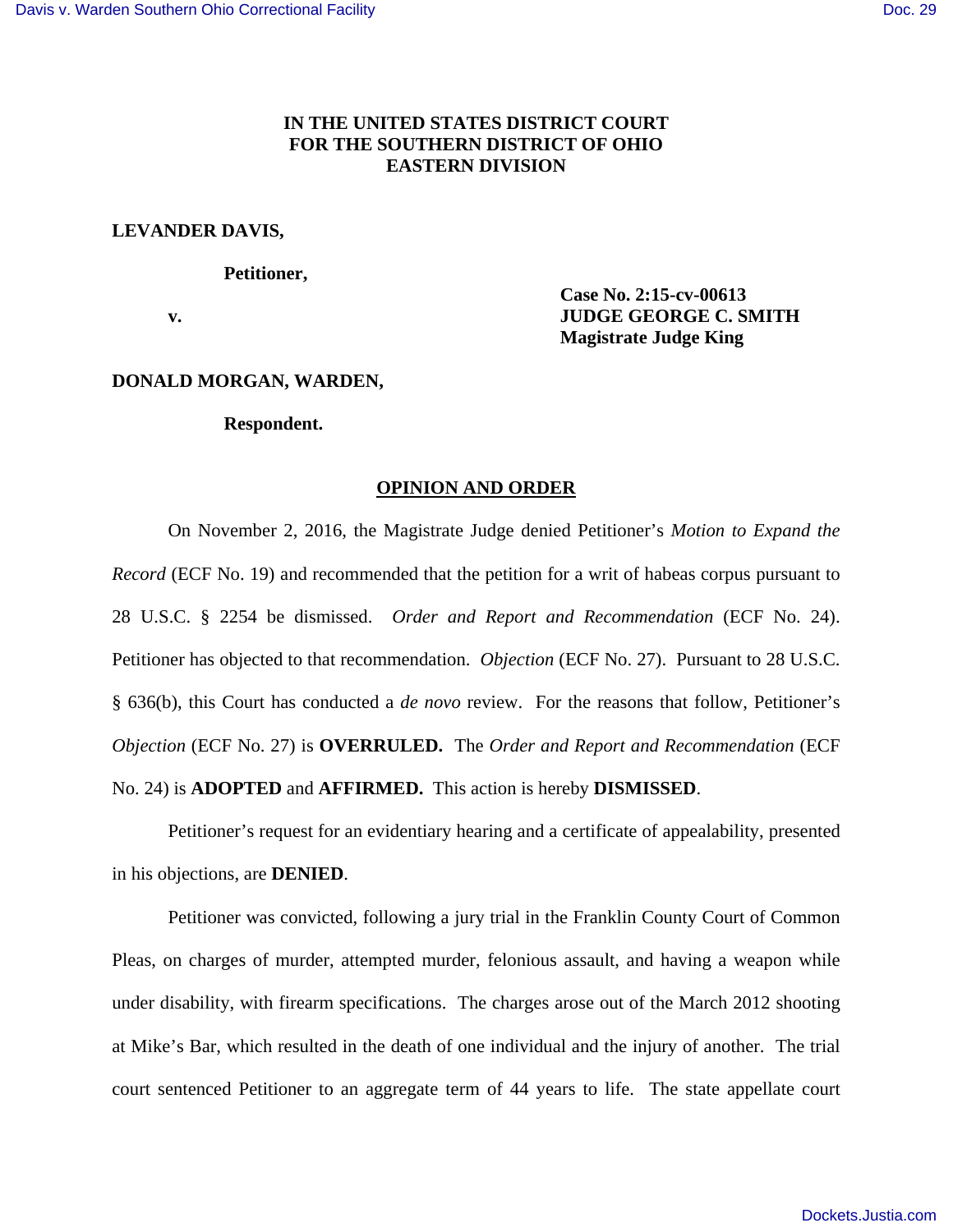**IN THE UNITED STATES DISTRICT COURT**
**FOR THE SOUTHERN DISTRICT OF OHIO**
**EASTERN DIVISION**

**LEVANDER DAVIS,**

**Petitioner,**

**v.**

**Case No. 2:15-cv-00613**
**JUDGE GEORGE C. SMITH**
**Magistrate Judge King**

**DONALD MORGAN, WARDEN,**

**Respondent.**

## OPINION AND ORDER

On November 2, 2016, the Magistrate Judge denied Petitioner's *Motion to Expand the Record* (ECF No. 19) and recommended that the petition for a writ of habeas corpus pursuant to 28 U.S.C. § 2254 be dismissed. *Order and Report and Recommendation* (ECF No. 24). Petitioner has objected to that recommendation. *Objection* (ECF No. 27). Pursuant to 28 U.S.C. § 636(b), this Court has conducted a *de novo* review. For the reasons that follow, Petitioner's *Objection* (ECF No. 27) is **OVERRULED.** The *Order and Report and Recommendation* (ECF No. 24) is **ADOPTED** and **AFFIRMED.** This action is hereby **DISMISSED**.

Petitioner's request for an evidentiary hearing and a certificate of appealability, presented in his objections, are **DENIED**.

Petitioner was convicted, following a jury trial in the Franklin County Court of Common Pleas, on charges of murder, attempted murder, felonious assault, and having a weapon while under disability, with firearm specifications. The charges arose out of the March 2012 shooting at Mike's Bar, which resulted in the death of one individual and the injury of another. The trial court sentenced Petitioner to an aggregate term of 44 years to life. The state appellate court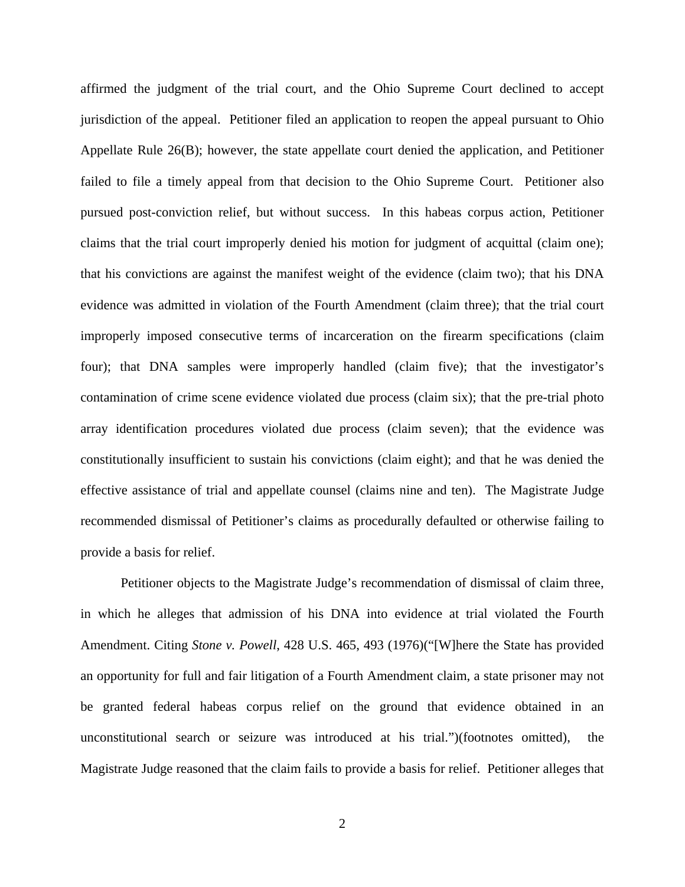affirmed the judgment of the trial court, and the Ohio Supreme Court declined to accept jurisdiction of the appeal. Petitioner filed an application to reopen the appeal pursuant to Ohio Appellate Rule 26(B); however, the state appellate court denied the application, and Petitioner failed to file a timely appeal from that decision to the Ohio Supreme Court. Petitioner also pursued post-conviction relief, but without success. In this habeas corpus action, Petitioner claims that the trial court improperly denied his motion for judgment of acquittal (claim one); that his convictions are against the manifest weight of the evidence (claim two); that his DNA evidence was admitted in violation of the Fourth Amendment (claim three); that the trial court improperly imposed consecutive terms of incarceration on the firearm specifications (claim four); that DNA samples were improperly handled (claim five); that the investigator's contamination of crime scene evidence violated due process (claim six); that the pre-trial photo array identification procedures violated due process (claim seven); that the evidence was constitutionally insufficient to sustain his convictions (claim eight); and that he was denied the effective assistance of trial and appellate counsel (claims nine and ten). The Magistrate Judge recommended dismissal of Petitioner's claims as procedurally defaulted or otherwise failing to provide a basis for relief.

Petitioner objects to the Magistrate Judge's recommendation of dismissal of claim three, in which he alleges that admission of his DNA into evidence at trial violated the Fourth Amendment. Citing *Stone v. Powell*, 428 U.S. 465, 493 (1976)("[W]here the State has provided an opportunity for full and fair litigation of a Fourth Amendment claim, a state prisoner may not be granted federal habeas corpus relief on the ground that evidence obtained in an unconstitutional search or seizure was introduced at his trial.")(footnotes omitted), the Magistrate Judge reasoned that the claim fails to provide a basis for relief. Petitioner alleges that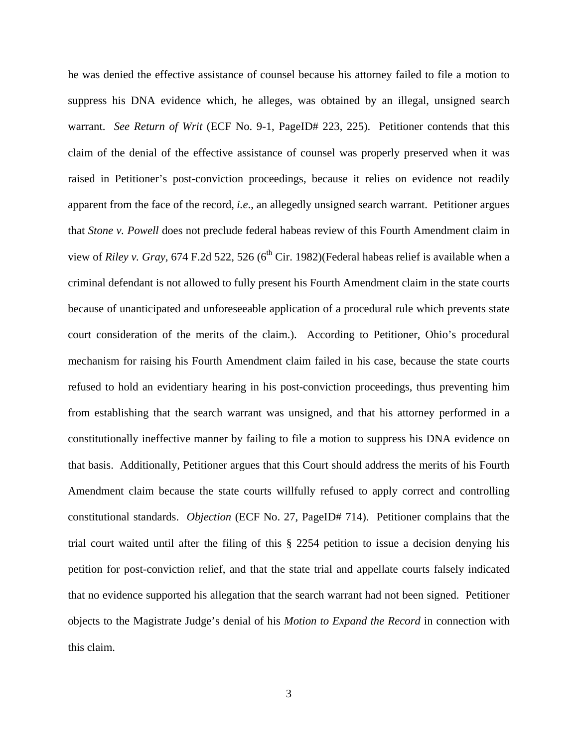he was denied the effective assistance of counsel because his attorney failed to file a motion to suppress his DNA evidence which, he alleges, was obtained by an illegal, unsigned search warrant. *See Return of Writ* (ECF No. 9-1, PageID# 223, 225). Petitioner contends that this claim of the denial of the effective assistance of counsel was properly preserved when it was raised in Petitioner's post-conviction proceedings, because it relies on evidence not readily apparent from the face of the record, *i.e*., an allegedly unsigned search warrant. Petitioner argues that *Stone v. Powell* does not preclude federal habeas review of this Fourth Amendment claim in view of *Riley v. Gray*, 674 F.2d 522, 526 (6th Cir. 1982)(Federal habeas relief is available when a criminal defendant is not allowed to fully present his Fourth Amendment claim in the state courts because of unanticipated and unforeseeable application of a procedural rule which prevents state court consideration of the merits of the claim.). According to Petitioner, Ohio's procedural mechanism for raising his Fourth Amendment claim failed in his case, because the state courts refused to hold an evidentiary hearing in his post-conviction proceedings, thus preventing him from establishing that the search warrant was unsigned, and that his attorney performed in a constitutionally ineffective manner by failing to file a motion to suppress his DNA evidence on that basis. Additionally, Petitioner argues that this Court should address the merits of his Fourth Amendment claim because the state courts willfully refused to apply correct and controlling constitutional standards. *Objection* (ECF No. 27, PageID# 714). Petitioner complains that the trial court waited until after the filing of this § 2254 petition to issue a decision denying his petition for post-conviction relief, and that the state trial and appellate courts falsely indicated that no evidence supported his allegation that the search warrant had not been signed. Petitioner objects to the Magistrate Judge's denial of his *Motion to Expand the Record* in connection with this claim.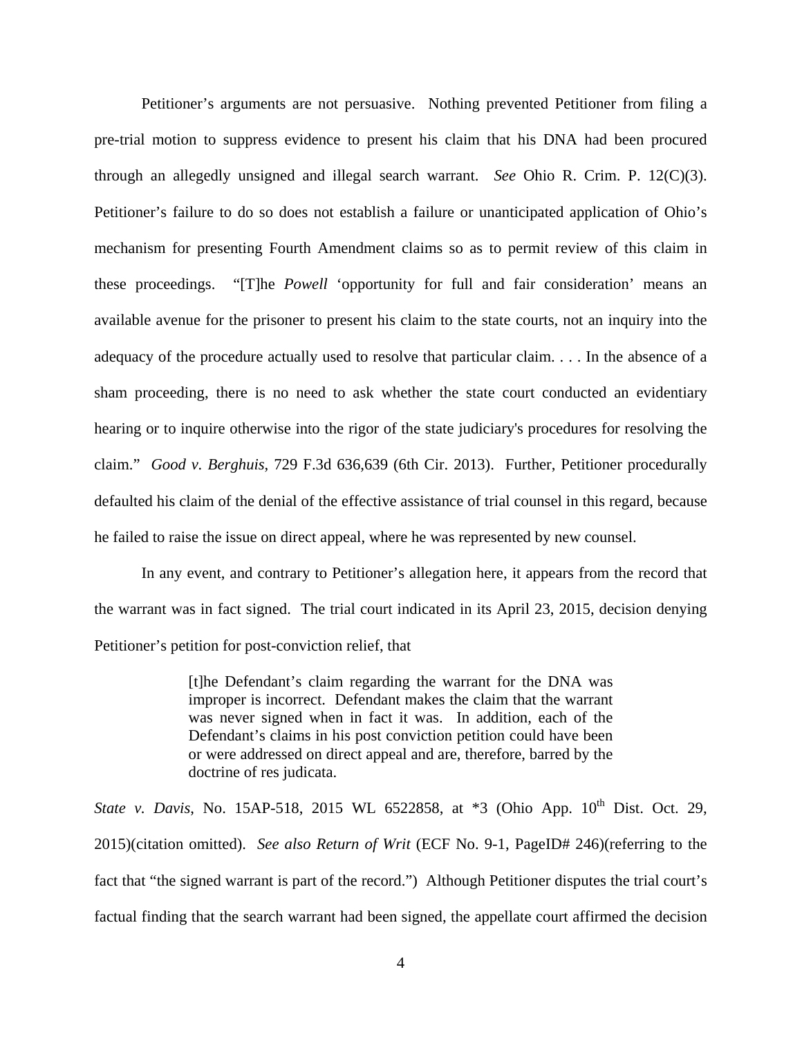Petitioner's arguments are not persuasive. Nothing prevented Petitioner from filing a pre-trial motion to suppress evidence to present his claim that his DNA had been procured through an allegedly unsigned and illegal search warrant. *See* Ohio R. Crim. P. 12(C)(3). Petitioner's failure to do so does not establish a failure or unanticipated application of Ohio's mechanism for presenting Fourth Amendment claims so as to permit review of this claim in these proceedings. "[T]he *Powell* 'opportunity for full and fair consideration' means an available avenue for the prisoner to present his claim to the state courts, not an inquiry into the adequacy of the procedure actually used to resolve that particular claim. . . . In the absence of a sham proceeding, there is no need to ask whether the state court conducted an evidentiary hearing or to inquire otherwise into the rigor of the state judiciary's procedures for resolving the claim." *Good v. Berghuis*, 729 F.3d 636,639 (6th Cir. 2013). Further, Petitioner procedurally defaulted his claim of the denial of the effective assistance of trial counsel in this regard, because he failed to raise the issue on direct appeal, where he was represented by new counsel.

In any event, and contrary to Petitioner's allegation here, it appears from the record that the warrant was in fact signed. The trial court indicated in its April 23, 2015, decision denying Petitioner's petition for post-conviction relief, that

> [t]he Defendant's claim regarding the warrant for the DNA was improper is incorrect. Defendant makes the claim that the warrant was never signed when in fact it was. In addition, each of the Defendant's claims in his post conviction petition could have been or were addressed on direct appeal and are, therefore, barred by the doctrine of res judicata.

*State v. Davis*, No. 15AP-518, 2015 WL 6522858, at *3 (Ohio App. 10th Dist. Oct. 29, 2015)(citation omitted). *See also Return of Writ* (ECF No. 9-1, PageID# 246)(referring to the fact that "the signed warrant is part of the record.") Although Petitioner disputes the trial court's factual finding that the search warrant had been signed, the appellate court affirmed the decision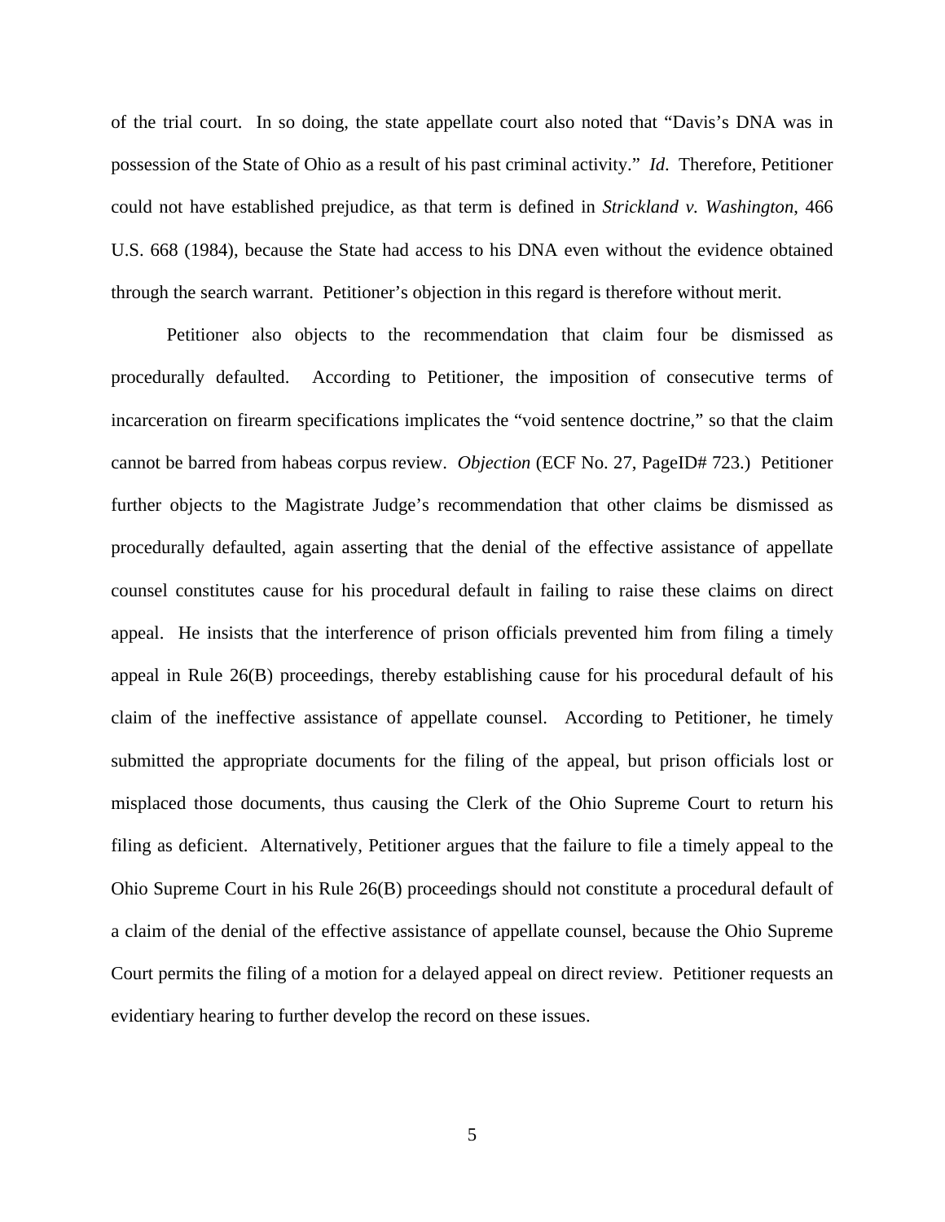of the trial court. In so doing, the state appellate court also noted that "Davis's DNA was in possession of the State of Ohio as a result of his past criminal activity." *Id*. Therefore, Petitioner could not have established prejudice, as that term is defined in *Strickland v. Washington*, 466 U.S. 668 (1984), because the State had access to his DNA even without the evidence obtained through the search warrant. Petitioner's objection in this regard is therefore without merit.

Petitioner also objects to the recommendation that claim four be dismissed as procedurally defaulted. According to Petitioner, the imposition of consecutive terms of incarceration on firearm specifications implicates the "void sentence doctrine," so that the claim cannot be barred from habeas corpus review. *Objection* (ECF No. 27, PageID# 723.) Petitioner further objects to the Magistrate Judge's recommendation that other claims be dismissed as procedurally defaulted, again asserting that the denial of the effective assistance of appellate counsel constitutes cause for his procedural default in failing to raise these claims on direct appeal. He insists that the interference of prison officials prevented him from filing a timely appeal in Rule 26(B) proceedings, thereby establishing cause for his procedural default of his claim of the ineffective assistance of appellate counsel. According to Petitioner, he timely submitted the appropriate documents for the filing of the appeal, but prison officials lost or misplaced those documents, thus causing the Clerk of the Ohio Supreme Court to return his filing as deficient. Alternatively, Petitioner argues that the failure to file a timely appeal to the Ohio Supreme Court in his Rule 26(B) proceedings should not constitute a procedural default of a claim of the denial of the effective assistance of appellate counsel, because the Ohio Supreme Court permits the filing of a motion for a delayed appeal on direct review. Petitioner requests an evidentiary hearing to further develop the record on these issues.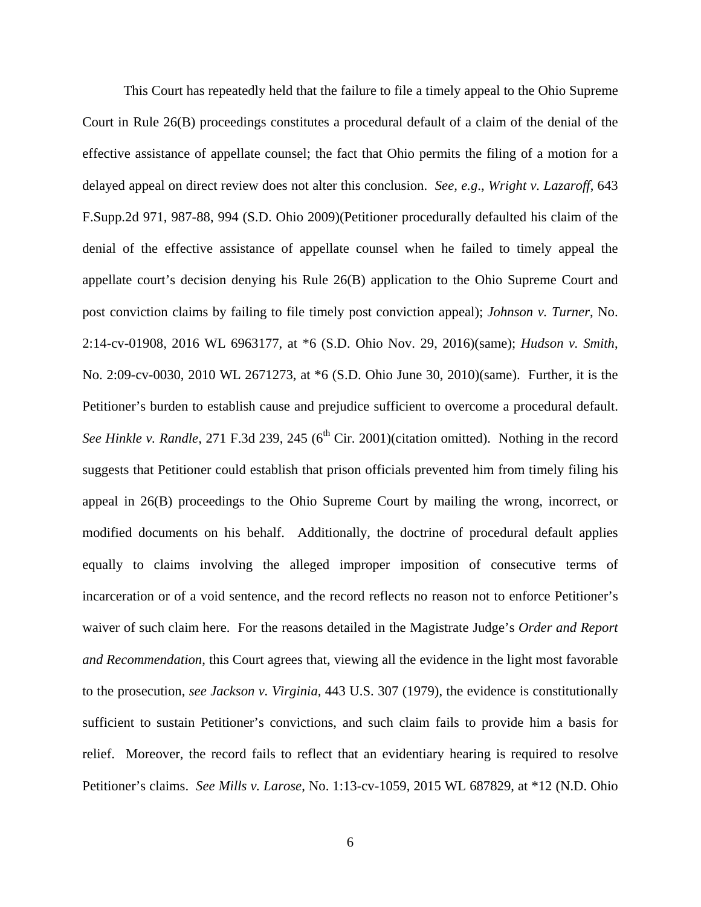This Court has repeatedly held that the failure to file a timely appeal to the Ohio Supreme Court in Rule 26(B) proceedings constitutes a procedural default of a claim of the denial of the effective assistance of appellate counsel; the fact that Ohio permits the filing of a motion for a delayed appeal on direct review does not alter this conclusion. *See, e.g*., *Wright v. Lazaroff*, 643 F.Supp.2d 971, 987-88, 994 (S.D. Ohio 2009)(Petitioner procedurally defaulted his claim of the denial of the effective assistance of appellate counsel when he failed to timely appeal the appellate court's decision denying his Rule 26(B) application to the Ohio Supreme Court and post conviction claims by failing to file timely post conviction appeal); *Johnson v. Turner*, No. 2:14-cv-01908, 2016 WL 6963177, at *6 (S.D. Ohio Nov. 29, 2016)(same); *Hudson v. Smith*, No. 2:09-cv-0030, 2010 WL 2671273, at *6 (S.D. Ohio June 30, 2010)(same). Further, it is the Petitioner's burden to establish cause and prejudice sufficient to overcome a procedural default. *See Hinkle v. Randle*, 271 F.3d 239, 245 (6th Cir. 2001)(citation omitted). Nothing in the record suggests that Petitioner could establish that prison officials prevented him from timely filing his appeal in 26(B) proceedings to the Ohio Supreme Court by mailing the wrong, incorrect, or modified documents on his behalf. Additionally, the doctrine of procedural default applies equally to claims involving the alleged improper imposition of consecutive terms of incarceration or of a void sentence, and the record reflects no reason not to enforce Petitioner's waiver of such claim here. For the reasons detailed in the Magistrate Judge's *Order and Report and Recommendation*, this Court agrees that, viewing all the evidence in the light most favorable to the prosecution, *see Jackson v. Virginia*, 443 U.S. 307 (1979), the evidence is constitutionally sufficient to sustain Petitioner's convictions, and such claim fails to provide him a basis for relief. Moreover, the record fails to reflect that an evidentiary hearing is required to resolve Petitioner's claims. *See Mills v. Larose*, No. 1:13-cv-1059, 2015 WL 687829, at *12 (N.D. Ohio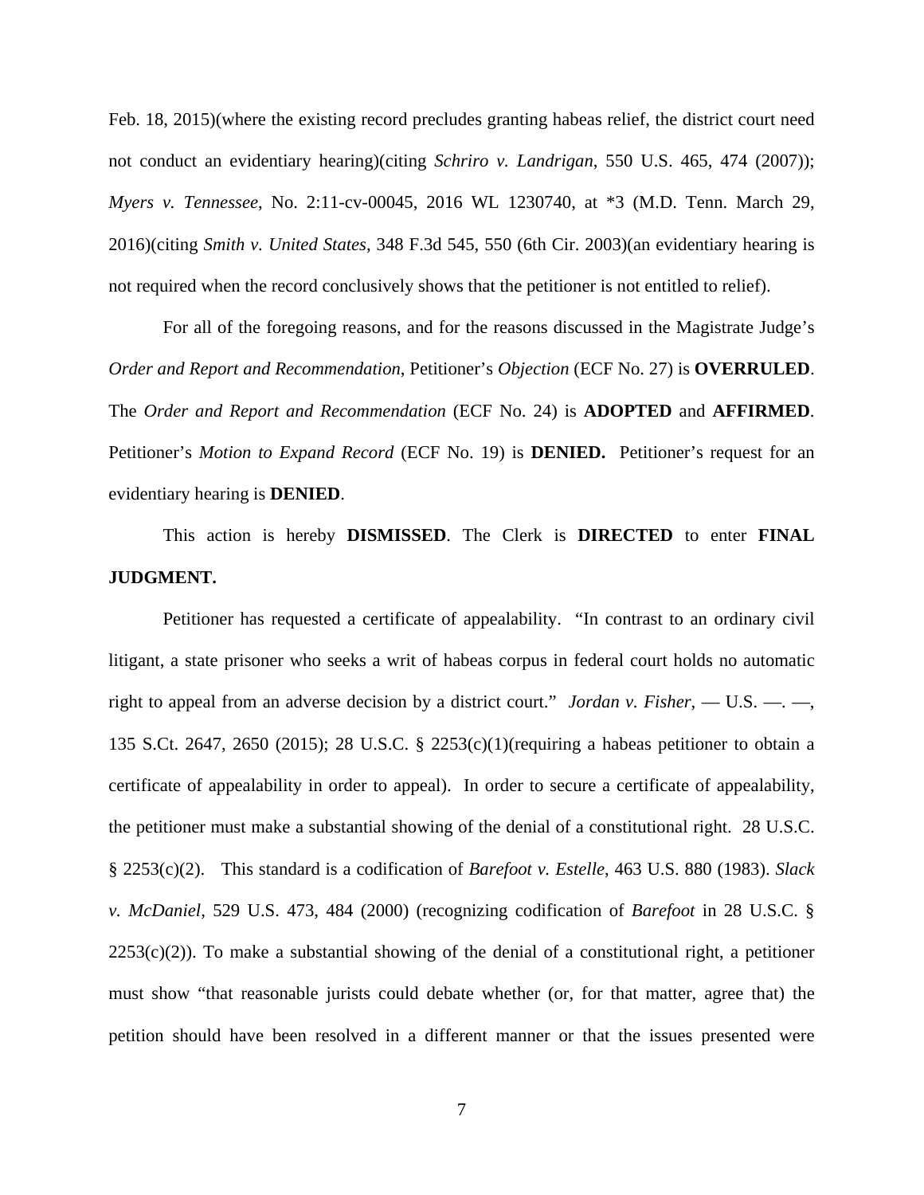Feb. 18, 2015)(where the existing record precludes granting habeas relief, the district court need not conduct an evidentiary hearing)(citing *Schriro v. Landrigan*, 550 U.S. 465, 474 (2007)); *Myers v. Tennessee*, No. 2:11-cv-00045, 2016 WL 1230740, at *3 (M.D. Tenn. March 29, 2016)(citing *Smith v. United States*, 348 F.3d 545, 550 (6th Cir. 2003)(an evidentiary hearing is not required when the record conclusively shows that the petitioner is not entitled to relief).

For all of the foregoing reasons, and for the reasons discussed in the Magistrate Judge's *Order and Report and Recommendation*, Petitioner's *Objection* (ECF No. 27) is **OVERRULED**. The *Order and Report and Recommendation* (ECF No. 24) is **ADOPTED** and **AFFIRMED**. Petitioner's *Motion to Expand Record* (ECF No. 19) is **DENIED.** Petitioner's request for an evidentiary hearing is **DENIED**.

This action is hereby **DISMISSED**. The Clerk is **DIRECTED** to enter **FINAL JUDGMENT.**

Petitioner has requested a certificate of appealability. "In contrast to an ordinary civil litigant, a state prisoner who seeks a writ of habeas corpus in federal court holds no automatic right to appeal from an adverse decision by a district court." *Jordan v. Fisher*, — U.S. —. —, 135 S.Ct. 2647, 2650 (2015); 28 U.S.C. § 2253(c)(1)(requiring a habeas petitioner to obtain a certificate of appealability in order to appeal). In order to secure a certificate of appealability, the petitioner must make a substantial showing of the denial of a constitutional right. 28 U.S.C. § 2253(c)(2). This standard is a codification of *Barefoot v. Estelle*, 463 U.S. 880 (1983). *Slack v. McDaniel*, 529 U.S. 473, 484 (2000) (recognizing codification of *Barefoot* in 28 U.S.C. § 2253(c)(2)). To make a substantial showing of the denial of a constitutional right, a petitioner must show "that reasonable jurists could debate whether (or, for that matter, agree that) the petition should have been resolved in a different manner or that the issues presented were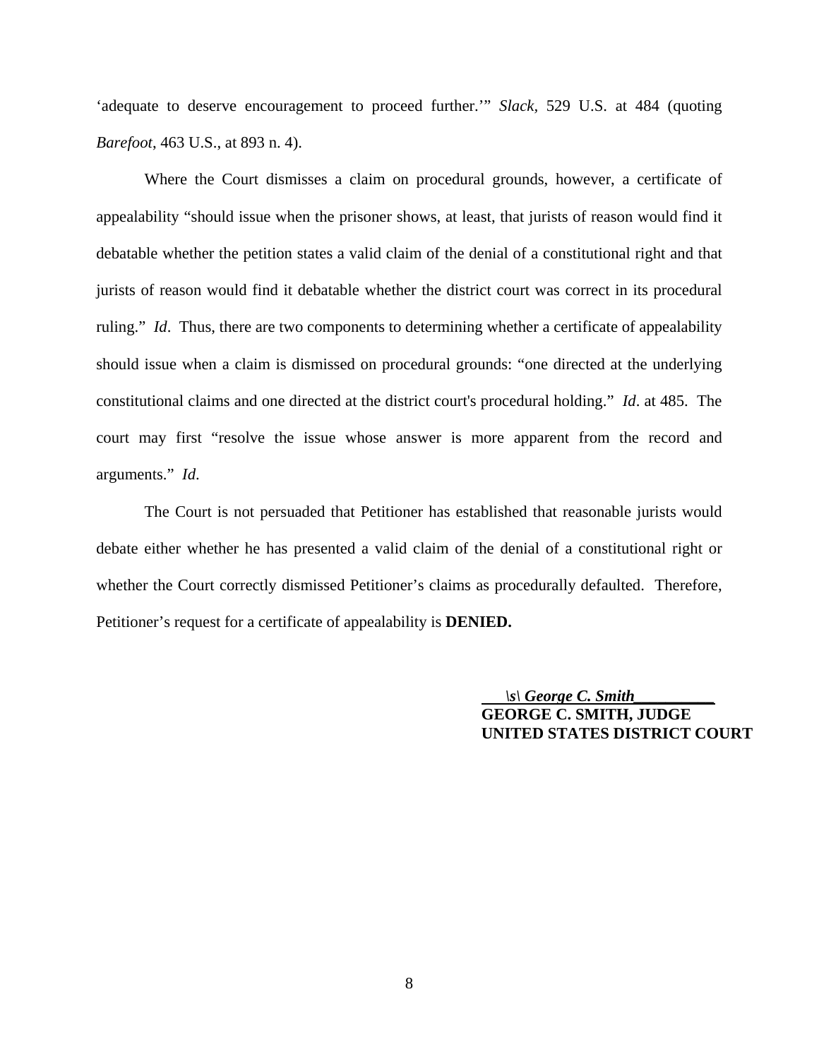'adequate to deserve encouragement to proceed further.'" *Slack*, 529 U.S. at 484 (quoting *Barefoot*, 463 U.S., at 893 n. 4).

Where the Court dismisses a claim on procedural grounds, however, a certificate of appealability "should issue when the prisoner shows, at least, that jurists of reason would find it debatable whether the petition states a valid claim of the denial of a constitutional right and that jurists of reason would find it debatable whether the district court was correct in its procedural ruling." *Id*. Thus, there are two components to determining whether a certificate of appealability should issue when a claim is dismissed on procedural grounds: "one directed at the underlying constitutional claims and one directed at the district court's procedural holding." *Id*. at 485. The court may first "resolve the issue whose answer is more apparent from the record and arguments." *Id*.

The Court is not persuaded that Petitioner has established that reasonable jurists would debate either whether he has presented a valid claim of the denial of a constitutional right or whether the Court correctly dismissed Petitioner's claims as procedurally defaulted. Therefore, Petitioner's request for a certificate of appealability is **DENIED.**

***\s\ George C. Smith***
**GEORGE C. SMITH, JUDGE**
**UNITED STATES DISTRICT COURT**